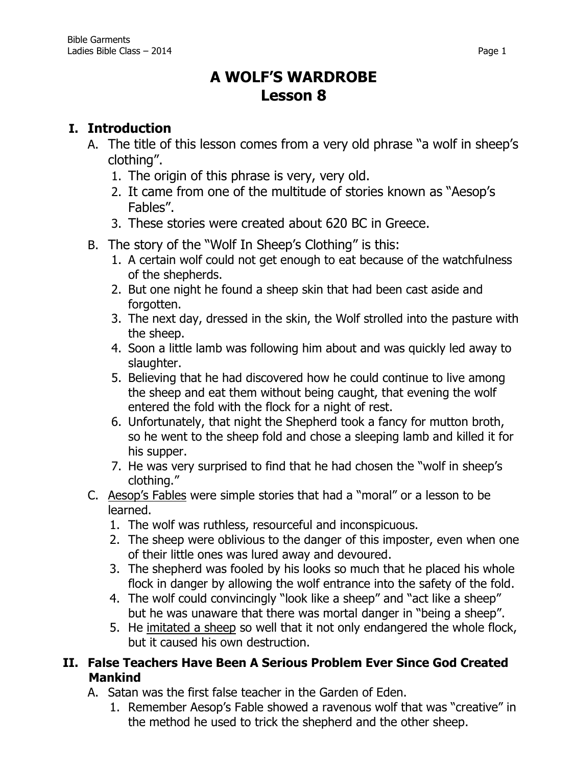# A WOLF'S WARDROBE
# Lesson 8

## I. Introduction

A. The title of this lesson comes from a very old phrase "a wolf in sheep's clothing".
   1. The origin of this phrase is very, very old.
   2. It came from one of the multitude of stories known as "Aesop's Fables".
   3. These stories were created about 620 BC in Greece.

B. The story of the "Wolf In Sheep's Clothing" is this:
   1. A certain wolf could not get enough to eat because of the watchfulness of the shepherds.
   2. But one night he found a sheep skin that had been cast aside and forgotten.
   3. The next day, dressed in the skin, the Wolf strolled into the pasture with the sheep.
   4. Soon a little lamb was following him about and was quickly led away to slaughter.
   5. Believing that he had discovered how he could continue to live among the sheep and eat them without being caught, that evening the wolf entered the fold with the flock for a night of rest.
   6. Unfortunately, that night the Shepherd took a fancy for mutton broth, so he went to the sheep fold and chose a sleeping lamb and killed it for his supper.
   7. He was very surprised to find that he had chosen the "wolf in sheep's clothing."

C. <u>Aesop's Fables</u> were simple stories that had a "moral" or a lesson to be learned.
   1. The wolf was ruthless, resourceful and inconspicuous.
   2. The sheep were oblivious to the danger of this imposter, even when one of their little ones was lured away and devoured.
   3. The shepherd was fooled by his looks so much that he placed his whole flock in danger by allowing the wolf entrance into the safety of the fold.
   4. The wolf could convincingly "look like a sheep" and "act like a sheep" but he was unaware that there was mortal danger in "being a sheep".
   5. He <u>imitated a sheep</u> so well that it not only endangered the whole flock, but it caused his own destruction.

## II. False Teachers Have Been A Serious Problem Ever Since God Created Mankind

A. Satan was the first false teacher in the Garden of Eden.
   1. Remember Aesop's Fable showed a ravenous wolf that was "creative" in the method he used to trick the shepherd and the other sheep.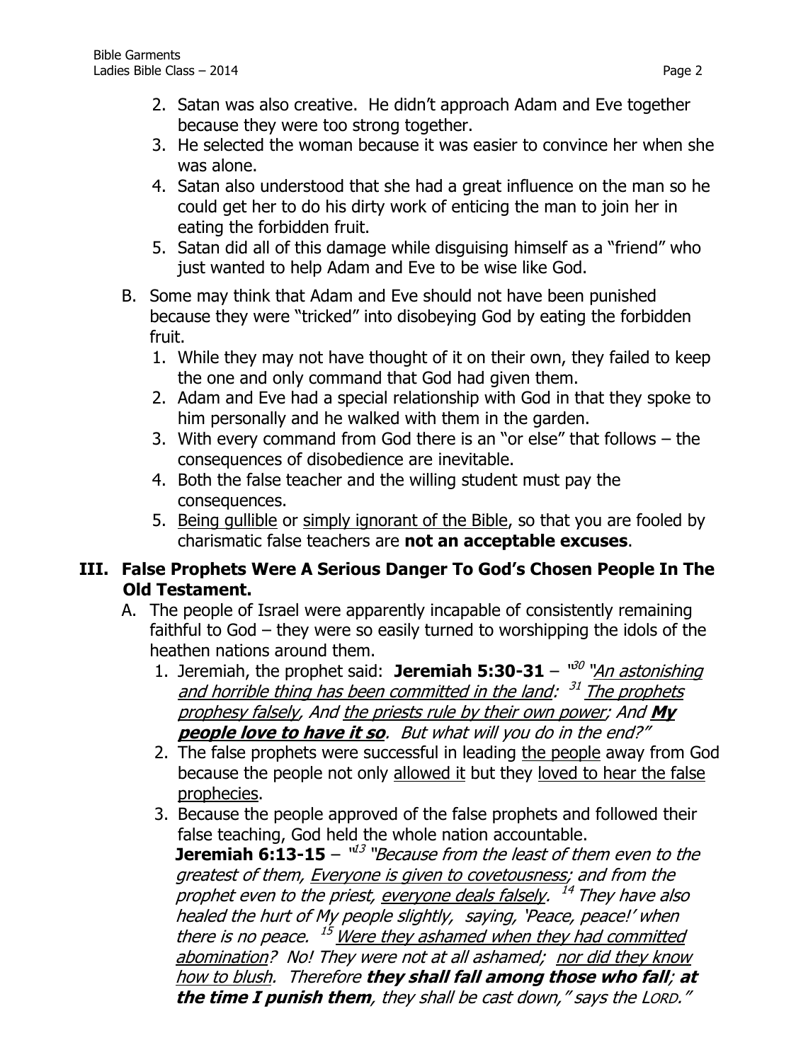2. Satan was also creative. He didn't approach Adam and Eve together because they were too strong together.
3. He selected the woman because it was easier to convince her when she was alone.
4. Satan also understood that she had a great influence on the man so he could get her to do his dirty work of enticing the man to join her in eating the forbidden fruit.
5. Satan did all of this damage while disguising himself as a "friend" who just wanted to help Adam and Eve to be wise like God.

B. Some may think that Adam and Eve should not have been punished because they were "tricked" into disobeying God by eating the forbidden fruit.

1. While they may not have thought of it on their own, they failed to keep the one and only command that God had given them.
2. Adam and Eve had a special relationship with God in that they spoke to him personally and he walked with them in the garden.
3. With every command from God there is an "or else" that follows – the consequences of disobedience are inevitable.
4. Both the false teacher and the willing student must pay the consequences.
5. <u>Being gullible</u> or <u>simply ignorant of the Bible</u>, so that you are fooled by charismatic false teachers are **not an acceptable excuses**.

## III. False Prophets Were A Serious Danger To God's Chosen People In The Old Testament.

A. The people of Israel were apparently incapable of consistently remaining faithful to God – they were so easily turned to worshipping the idols of the heathen nations around them.

1. Jeremiah, the prophet said: **Jeremiah 5:30-31** – *"[30] "<u>An astonishing and horrible thing has been committed in the land</u>: [31] <u>The prophets prophesy falsely</u>, And <u>the priests rule by their own power</u>; And **<u>My people love to have it so</u>**. But what will you do in the end?"*
2. The false prophets were successful in leading <u>the people</u> away from God because the people not only <u>allowed it</u> but they <u>loved to hear the false prophecies</u>.
3. Because the people approved of the false prophets and followed their false teaching, God held the whole nation accountable.
**Jeremiah 6:13-15** – *"[13] "Because from the least of them even to the greatest of them, <u>Everyone is given to covetousness</u>; and from the prophet even to the priest, <u>everyone deals falsely</u>. [14] They have also healed the hurt of My people slightly, saying, 'Peace, peace!' when there is no peace. [15] <u>Were they ashamed when they had committed abomination</u>? No! They were not at all ashamed; <u>nor did they know how to blush</u>. Therefore **they shall fall among those who fall**; **at the time I punish them**, they shall be cast down," says the LORD."*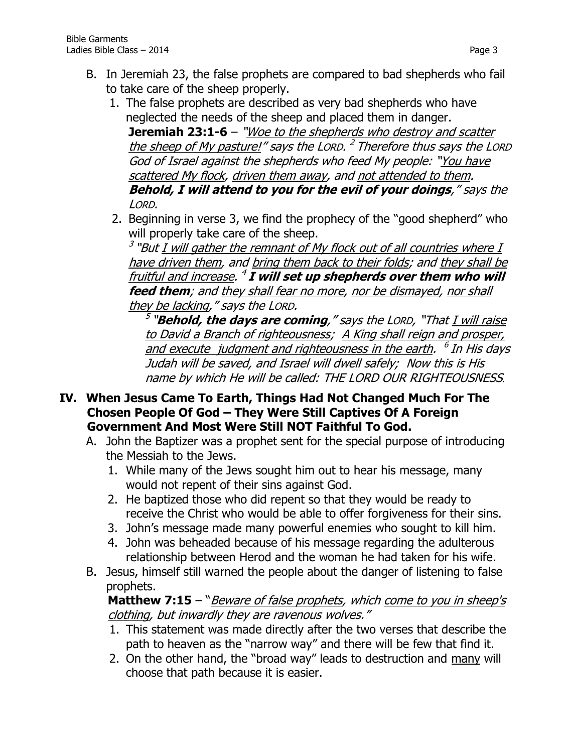B. In Jeremiah 23, the false prophets are compared to bad shepherds who fail to take care of the sheep properly.

1. The false prophets are described as very bad shepherds who have neglected the needs of the sheep and placed them in danger.
   **Jeremiah 23:1-6** – *"Woe to the shepherds who destroy and scatter the sheep of My pasture!" says the LORD. [2] Therefore thus says the LORD God of Israel against the shepherds who feed My people: "You have scattered My flock, driven them away, and not attended to them.* ***Behold, I will attend to you for the evil of your doings****," says the LORD.*

2. Beginning in verse 3, we find the prophecy of the "good shepherd" who will properly take care of the sheep.
   *[3] "But I will gather the remnant of My flock out of all countries where I have driven them, and bring them back to their folds; and they shall be fruitful and increase. [4]* ***I will set up shepherds over them who will feed them****; and they shall fear no more, nor be dismayed, nor shall they be lacking," says the LORD.*

   *[5] "****Behold, the days are coming****," says the LORD, "That I will raise to David a Branch of righteousness; A King shall reign and prosper, and execute judgment and righteousness in the earth. [6] In His days Judah will be saved, and Israel will dwell safely; Now this is His name by which He will be called: THE LORD OUR RIGHTEOUSNESS.*

## IV. When Jesus Came To Earth, Things Had Not Changed Much For The Chosen People Of God – They Were Still Captives Of A Foreign Government And Most Were Still NOT Faithful To God.

A. John the Baptizer was a prophet sent for the special purpose of introducing the Messiah to the Jews.

1. While many of the Jews sought him out to hear his message, many would not repent of their sins against God.
2. He baptized those who did repent so that they would be ready to receive the Christ who would be able to offer forgiveness for their sins.
3. John's message made many powerful enemies who sought to kill him.
4. John was beheaded because of his message regarding the adulterous relationship between Herod and the woman he had taken for his wife.

B. Jesus, himself still warned the people about the danger of listening to false prophets.
   **Matthew 7:15** – "*Beware of false prophets, which come to you in sheep's clothing, but inwardly they are ravenous wolves."*

1. This statement was made directly after the two verses that describe the path to heaven as the "narrow way" and there will be few that find it.
2. On the other hand, the "broad way" leads to destruction and many will choose that path because it is easier.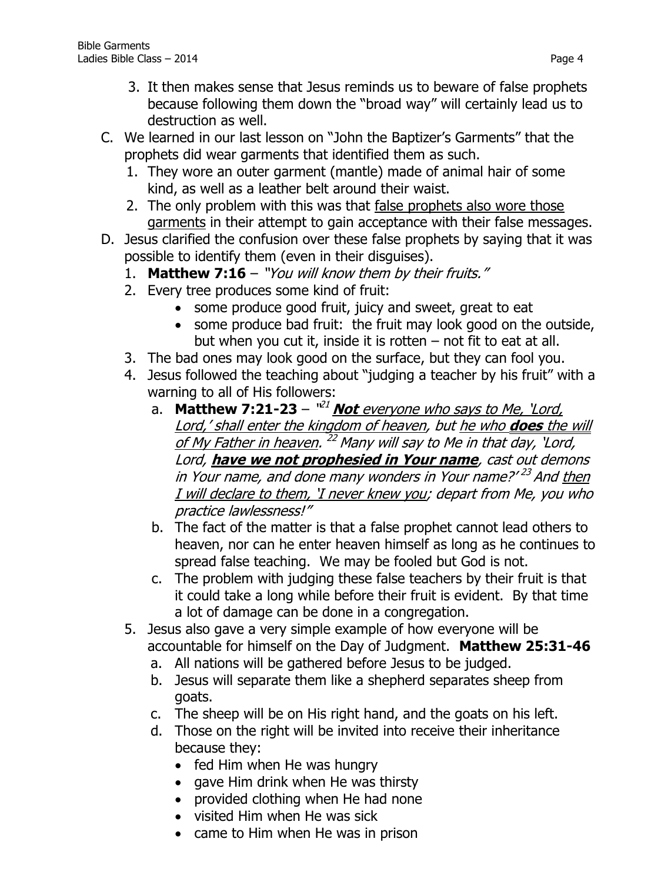3. It then makes sense that Jesus reminds us to beware of false prophets because following them down the "broad way" will certainly lead us to destruction as well.

C. We learned in our last lesson on "John the Baptizer's Garments" that the prophets did wear garments that identified them as such.
   1. They wore an outer garment (mantle) made of animal hair of some kind, as well as a leather belt around their waist.
   2. The only problem with this was that <u>false prophets also wore those garments</u> in their attempt to gain acceptance with their false messages.

D. Jesus clarified the confusion over these false prophets by saying that it was possible to identify them (even in their disguises).
   1. **Matthew 7:16** – *"You will know them by their fruits."*
   2. Every tree produces some kind of fruit:
      - some produce good fruit, juicy and sweet, great to eat
      - some produce bad fruit: the fruit may look good on the outside, but when you cut it, inside it is rotten – not fit to eat at all.
   3. The bad ones may look good on the surface, but they can fool you.
   4. Jesus followed the teaching about "judging a teacher by his fruit" with a warning to all of His followers:
      a. **Matthew 7:21-23** – *"[21] <u>**Not** everyone who says to Me, 'Lord, Lord,' shall enter the kingdom of heaven</u>, but <u>he who **does** the will of My Father in heaven</u>. [22] Many will say to Me in that day, 'Lord, Lord, <u>**have we not prophesied in Your name**</u>, cast out demons in Your name, and done many wonders in Your name?' [23] And <u>then I will declare to them, 'I never knew you</u>; depart from Me, you who practice lawlessness!"*
      b. The fact of the matter is that a false prophet cannot lead others to heaven, nor can he enter heaven himself as long as he continues to spread false teaching. We may be fooled but God is not.
      c. The problem with judging these false teachers by their fruit is that it could take a long while before their fruit is evident. By that time a lot of damage can be done in a congregation.
   5. Jesus also gave a very simple example of how everyone will be accountable for himself on the Day of Judgment. **Matthew 25:31-46**
      a. All nations will be gathered before Jesus to be judged.
      b. Jesus will separate them like a shepherd separates sheep from goats.
      c. The sheep will be on His right hand, and the goats on his left.
      d. Those on the right will be invited into receive their inheritance because they:
         - fed Him when He was hungry
         - gave Him drink when He was thirsty
         - provided clothing when He had none
         - visited Him when He was sick
         - came to Him when He was in prison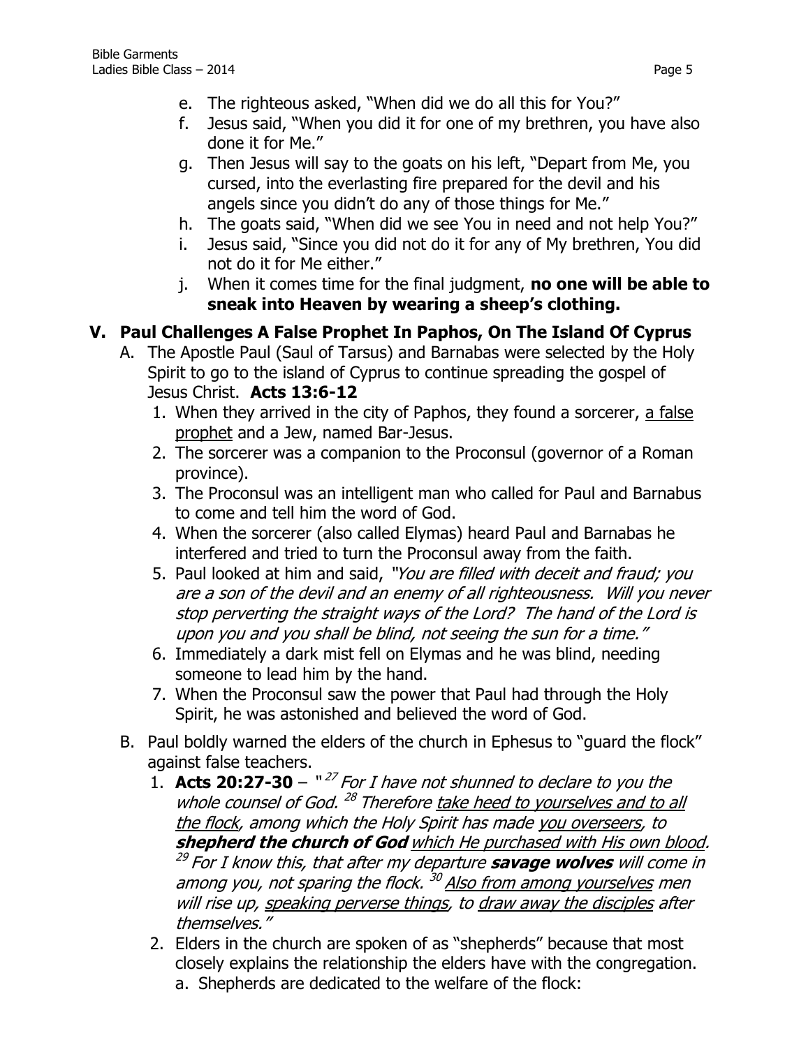e. The righteous asked, "When did we do all this for You?"
f. Jesus said, "When you did it for one of my brethren, you have also done it for Me."
g. Then Jesus will say to the goats on his left, "Depart from Me, you cursed, into the everlasting fire prepared for the devil and his angels since you didn't do any of those things for Me."
h. The goats said, "When did we see You in need and not help You?"
i. Jesus said, "Since you did not do it for any of My brethren, You did not do it for Me either."
j. When it comes time for the final judgment, **no one will be able to sneak into Heaven by wearing a sheep's clothing.**

## V. Paul Challenges A False Prophet In Paphos, On The Island Of Cyprus

A. The Apostle Paul (Saul of Tarsus) and Barnabas were selected by the Holy Spirit to go to the island of Cyprus to continue spreading the gospel of Jesus Christ. **Acts 13:6-12**

1. When they arrived in the city of Paphos, they found a sorcerer, <u>a false prophet</u> and a Jew, named Bar-Jesus.
2. The sorcerer was a companion to the Proconsul (governor of a Roman province).
3. The Proconsul was an intelligent man who called for Paul and Barnabus to come and tell him the word of God.
4. When the sorcerer (also called Elymas) heard Paul and Barnabas he interfered and tried to turn the Proconsul away from the faith.
5. Paul looked at him and said, *"You are filled with deceit and fraud; you are a son of the devil and an enemy of all righteousness. Will you never stop perverting the straight ways of the Lord? The hand of the Lord is upon you and you shall be blind, not seeing the sun for a time."*
6. Immediately a dark mist fell on Elymas and he was blind, needing someone to lead him by the hand.
7. When the Proconsul saw the power that Paul had through the Holy Spirit, he was astonished and believed the word of God.

B. Paul boldly warned the elders of the church in Ephesus to "guard the flock" against false teachers.

1. **Acts 20:27-30** – "[27] *For I have not shunned to declare to you the whole counsel of God.* [28] *Therefore <u>take heed to yourselves and to all the flock</u>, among which the Holy Spirit has made <u>you overseers</u>, to* ***shepherd the church of God*** *<u>which He purchased with His own blood</u>.* [29] *For I know this, that after my departure* ***savage wolves*** *will come in among you, not sparing the flock.* [30] *<u>Also from among yourselves</u> men will rise up, <u>speaking perverse things</u>, to <u>draw away the disciples</u> after themselves."*
2. Elders in the church are spoken of as "shepherds" because that most closely explains the relationship the elders have with the congregation.
   a. Shepherds are dedicated to the welfare of the flock: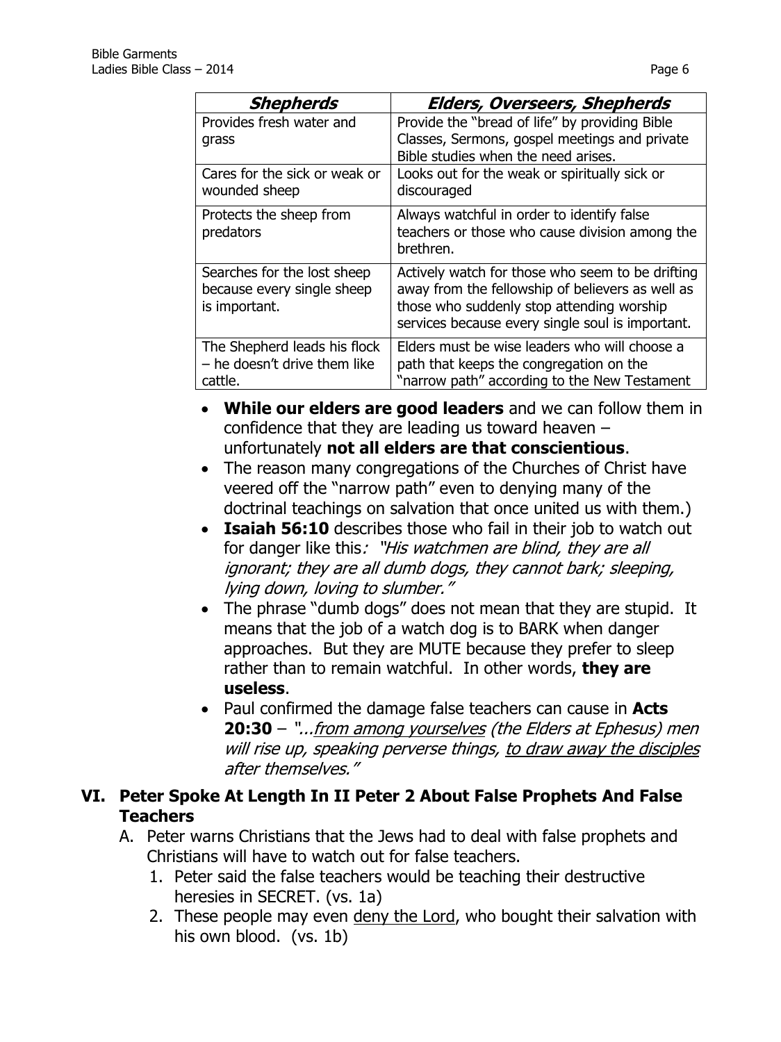| ***Shepherds*** | ***Elders, Overseers, Shepherds*** |
|---|---|
| Provides fresh water and grass | Provide the "bread of life" by providing Bible Classes, Sermons, gospel meetings and private Bible studies when the need arises. |
| Cares for the sick or weak or wounded sheep | Looks out for the weak or spiritually sick or discouraged |
| Protects the sheep from predators | Always watchful in order to identify false teachers or those who cause division among the brethren. |
| Searches for the lost sheep because every single sheep is important. | Actively watch for those who seem to be drifting away from the fellowship of believers as well as those who suddenly stop attending worship services because every single soul is important. |
| The Shepherd leads his flock – he doesn't drive them like cattle. | Elders must be wise leaders who will choose a path that keeps the congregation on the "narrow path" according to the New Testament |

- **While our elders are good leaders** and we can follow them in confidence that they are leading us toward heaven – unfortunately **not all elders are that conscientious**.
- The reason many congregations of the Churches of Christ have veered off the "narrow path" even to denying many of the doctrinal teachings on salvation that once united us with them.)
- **Isaiah 56:10** describes those who fail in their job to watch out for danger like this*: "His watchmen are blind, they are all ignorant; they are all dumb dogs, they cannot bark; sleeping, lying down, loving to slumber."*
- The phrase "dumb dogs" does not mean that they are stupid. It means that the job of a watch dog is to BARK when danger approaches. But they are MUTE because they prefer to sleep rather than to remain watchful. In other words, **they are useless**.
- Paul confirmed the damage false teachers can cause in **Acts 20:30** – *"...<u>from among yourselves</u> (the Elders at Ephesus) men will rise up, speaking perverse things, <u>to draw away the disciples</u> after themselves."*

## VI. Peter Spoke At Length In II Peter 2 About False Prophets And False Teachers

A. Peter warns Christians that the Jews had to deal with false prophets and Christians will have to watch out for false teachers.

1. Peter said the false teachers would be teaching their destructive heresies in SECRET. (vs. 1a)
2. These people may even <u>deny the Lord</u>, who bought their salvation with his own blood. (vs. 1b)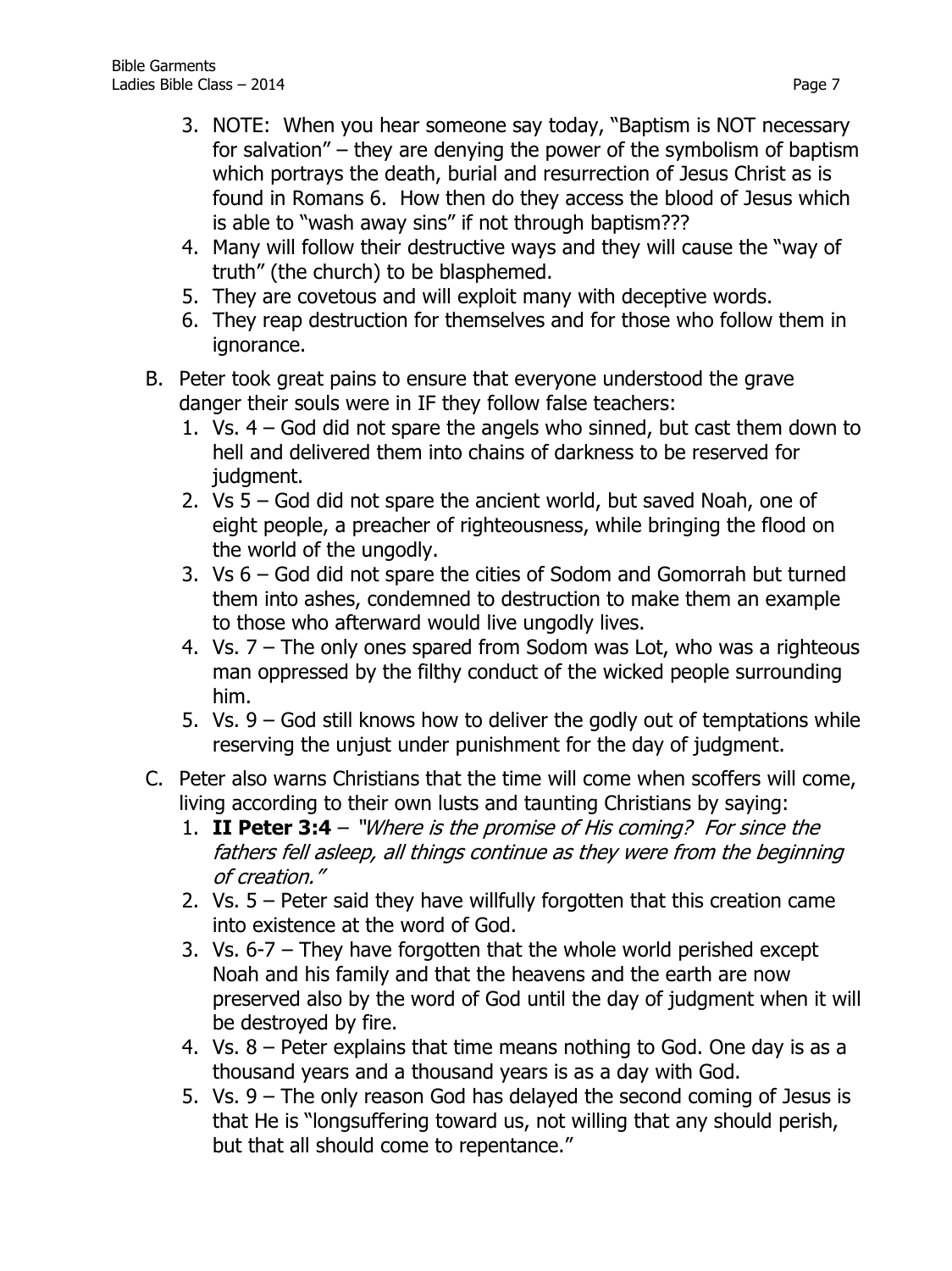3. NOTE: When you hear someone say today, "Baptism is NOT necessary for salvation" – they are denying the power of the symbolism of baptism which portrays the death, burial and resurrection of Jesus Christ as is found in Romans 6. How then do they access the blood of Jesus which is able to "wash away sins" if not through baptism???
4. Many will follow their destructive ways and they will cause the "way of truth" (the church) to be blasphemed.
5. They are covetous and will exploit many with deceptive words.
6. They reap destruction for themselves and for those who follow them in ignorance.

B. Peter took great pains to ensure that everyone understood the grave danger their souls were in IF they follow false teachers:
   1. Vs. 4 – God did not spare the angels who sinned, but cast them down to hell and delivered them into chains of darkness to be reserved for judgment.
   2. Vs 5 – God did not spare the ancient world, but saved Noah, one of eight people, a preacher of righteousness, while bringing the flood on the world of the ungodly.
   3. Vs 6 – God did not spare the cities of Sodom and Gomorrah but turned them into ashes, condemned to destruction to make them an example to those who afterward would live ungodly lives.
   4. Vs. 7 – The only ones spared from Sodom was Lot, who was a righteous man oppressed by the filthy conduct of the wicked people surrounding him.
   5. Vs. 9 – God still knows how to deliver the godly out of temptations while reserving the unjust under punishment for the day of judgment.

C. Peter also warns Christians that the time will come when scoffers will come, living according to their own lusts and taunting Christians by saying:
   1. **II Peter 3:4** – *"Where is the promise of His coming? For since the fathers fell asleep, all things continue as they were from the beginning of creation."*
   2. Vs. 5 – Peter said they have willfully forgotten that this creation came into existence at the word of God.
   3. Vs. 6-7 – They have forgotten that the whole world perished except Noah and his family and that the heavens and the earth are now preserved also by the word of God until the day of judgment when it will be destroyed by fire.
   4. Vs. 8 – Peter explains that time means nothing to God. One day is as a thousand years and a thousand years is as a day with God.
   5. Vs. 9 – The only reason God has delayed the second coming of Jesus is that He is "longsuffering toward us, not willing that any should perish, but that all should come to repentance."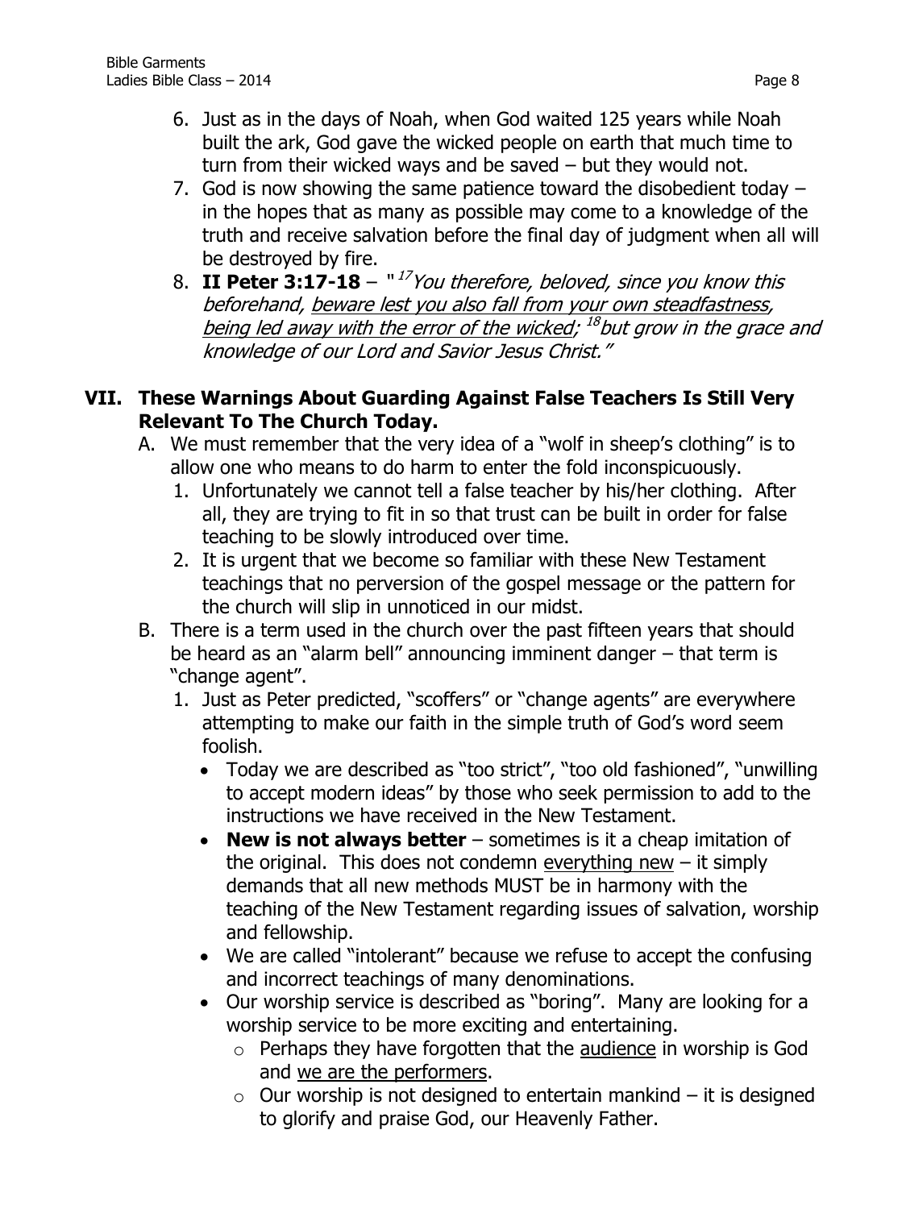6. Just as in the days of Noah, when God waited 125 years while Noah built the ark, God gave the wicked people on earth that much time to turn from their wicked ways and be saved – but they would not.
7. God is now showing the same patience toward the disobedient today – in the hopes that as many as possible may come to a knowledge of the truth and receive salvation before the final day of judgment when all will be destroyed by fire.
8. **II Peter 3:17-18** – "[17]*You therefore, beloved, since you know this beforehand, <u>beware lest you also fall from your own steadfastness</u>, <u>being led away with the error of the wicked</u>; [18]but grow in the grace and knowledge of our Lord and Savior Jesus Christ."*

## VII. These Warnings About Guarding Against False Teachers Is Still Very Relevant To The Church Today.

A. We must remember that the very idea of a "wolf in sheep's clothing" is to allow one who means to do harm to enter the fold inconspicuously.
   1. Unfortunately we cannot tell a false teacher by his/her clothing. After all, they are trying to fit in so that trust can be built in order for false teaching to be slowly introduced over time.
   2. It is urgent that we become so familiar with these New Testament teachings that no perversion of the gospel message or the pattern for the church will slip in unnoticed in our midst.

B. There is a term used in the church over the past fifteen years that should be heard as an "alarm bell" announcing imminent danger – that term is "change agent".
   1. Just as Peter predicted, "scoffers" or "change agents" are everywhere attempting to make our faith in the simple truth of God's word seem foolish.
      - Today we are described as "too strict", "too old fashioned", "unwilling to accept modern ideas" by those who seek permission to add to the instructions we have received in the New Testament.
      - **New is not always better** – sometimes is it a cheap imitation of the original. This does not condemn <u>everything new</u> – it simply demands that all new methods MUST be in harmony with the teaching of the New Testament regarding issues of salvation, worship and fellowship.
      - We are called "intolerant" because we refuse to accept the confusing and incorrect teachings of many denominations.
      - Our worship service is described as "boring". Many are looking for a worship service to be more exciting and entertaining.
         - Perhaps they have forgotten that the <u>audience</u> in worship is God and <u>we are the performers</u>.
         - Our worship is not designed to entertain mankind – it is designed to glorify and praise God, our Heavenly Father.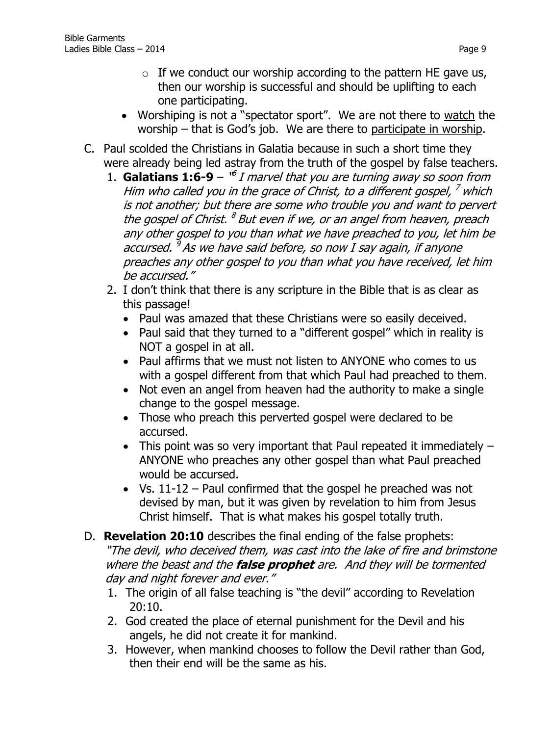- If we conduct our worship according to the pattern HE gave us, then our worship is successful and should be uplifting to each one participating.
- Worshiping is not a "spectator sport". We are not there to <u>watch</u> the worship – that is God's job. We are there to <u>participate in worship</u>.

C. Paul scolded the Christians in Galatia because in such a short time they were already being led astray from the truth of the gospel by false teachers.

1. **Galatians 1:6-9** – "[6] *I marvel that you are turning away so soon from Him who called you in the grace of Christ, to a different gospel, [7] which is not another; but there are some who trouble you and want to pervert the gospel of Christ. [8] But even if we, or an angel from heaven, preach any other gospel to you than what we have preached to you, let him be accursed. [9] As we have said before, so now I say again, if anyone preaches any other gospel to you than what you have received, let him be accursed."*
2. I don't think that there is any scripture in the Bible that is as clear as this passage!
   - Paul was amazed that these Christians were so easily deceived.
   - Paul said that they turned to a "different gospel" which in reality is NOT a gospel in at all.
   - Paul affirms that we must not listen to ANYONE who comes to us with a gospel different from that which Paul had preached to them.
   - Not even an angel from heaven had the authority to make a single change to the gospel message.
   - Those who preach this perverted gospel were declared to be accursed.
   - This point was so very important that Paul repeated it immediately – ANYONE who preaches any other gospel than what Paul preached would be accursed.
   - Vs. 11-12 – Paul confirmed that the gospel he preached was not devised by man, but it was given by revelation to him from Jesus Christ himself. That is what makes his gospel totally truth.

D. **Revelation 20:10** describes the final ending of the false prophets: *"The devil, who deceived them, was cast into the lake of fire and brimstone where the beast and the **false prophet** are. And they will be tormented day and night forever and ever."*

1. The origin of all false teaching is "the devil" according to Revelation 20:10.
2. God created the place of eternal punishment for the Devil and his angels, he did not create it for mankind.
3. However, when mankind chooses to follow the Devil rather than God, then their end will be the same as his.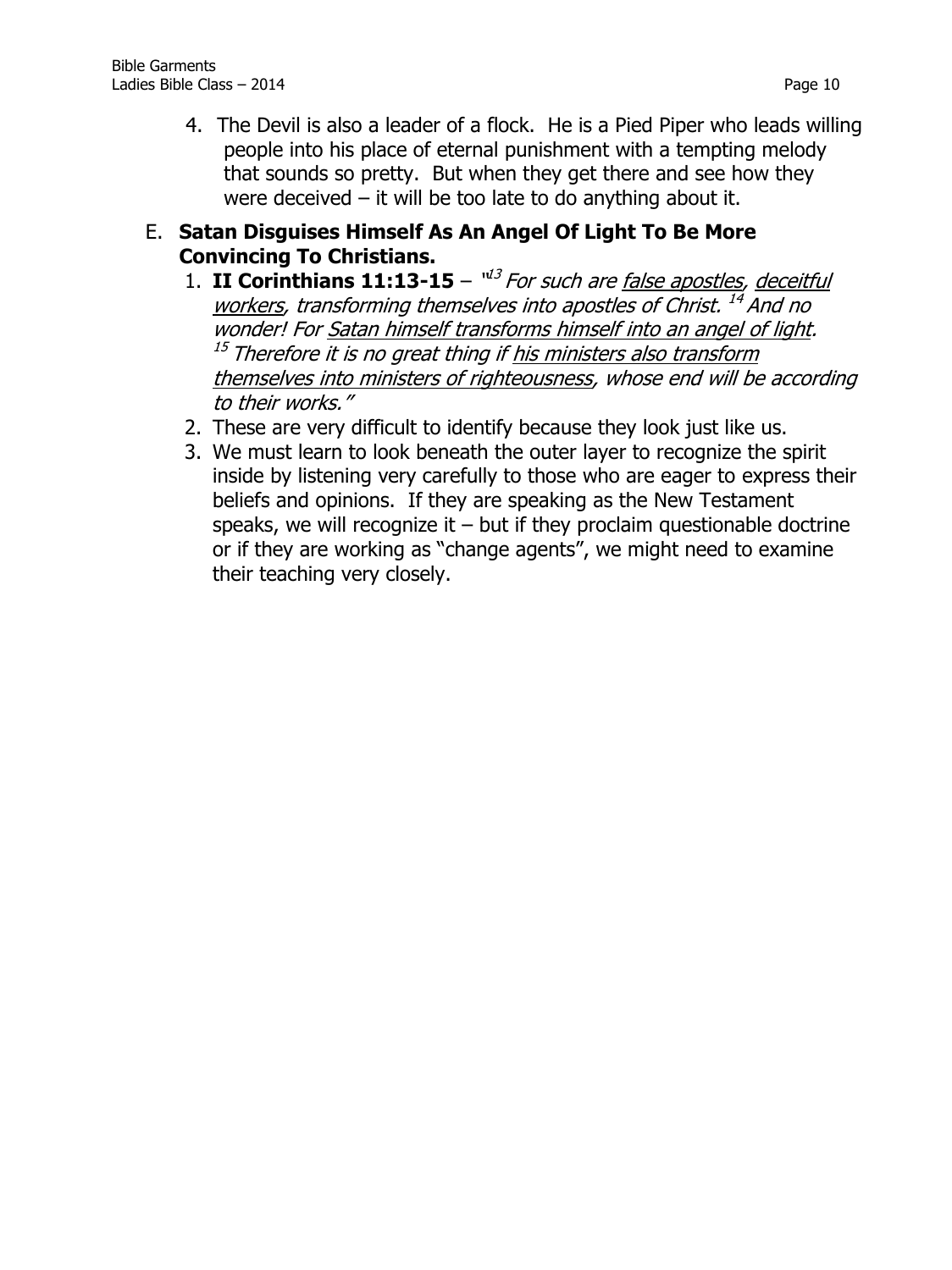4. The Devil is also a leader of a flock. He is a Pied Piper who leads willing people into his place of eternal punishment with a tempting melody that sounds so pretty. But when they get there and see how they were deceived – it will be too late to do anything about it.

E. **Satan Disguises Himself As An Angel Of Light To Be More Convincing To Christians.**

1. **II Corinthians 11:13-15** – *"[13] For such are <u>false apostles</u>, <u>deceitful workers</u>, transforming themselves into apostles of Christ. [14] And no wonder! For <u>Satan himself transforms himself into an angel of light</u>. [15] Therefore it is no great thing if <u>his ministers also transform themselves into ministers of righteousness</u>, whose end will be according to their works."*
2. These are very difficult to identify because they look just like us.
3. We must learn to look beneath the outer layer to recognize the spirit inside by listening very carefully to those who are eager to express their beliefs and opinions. If they are speaking as the New Testament speaks, we will recognize it – but if they proclaim questionable doctrine or if they are working as "change agents", we might need to examine their teaching very closely.